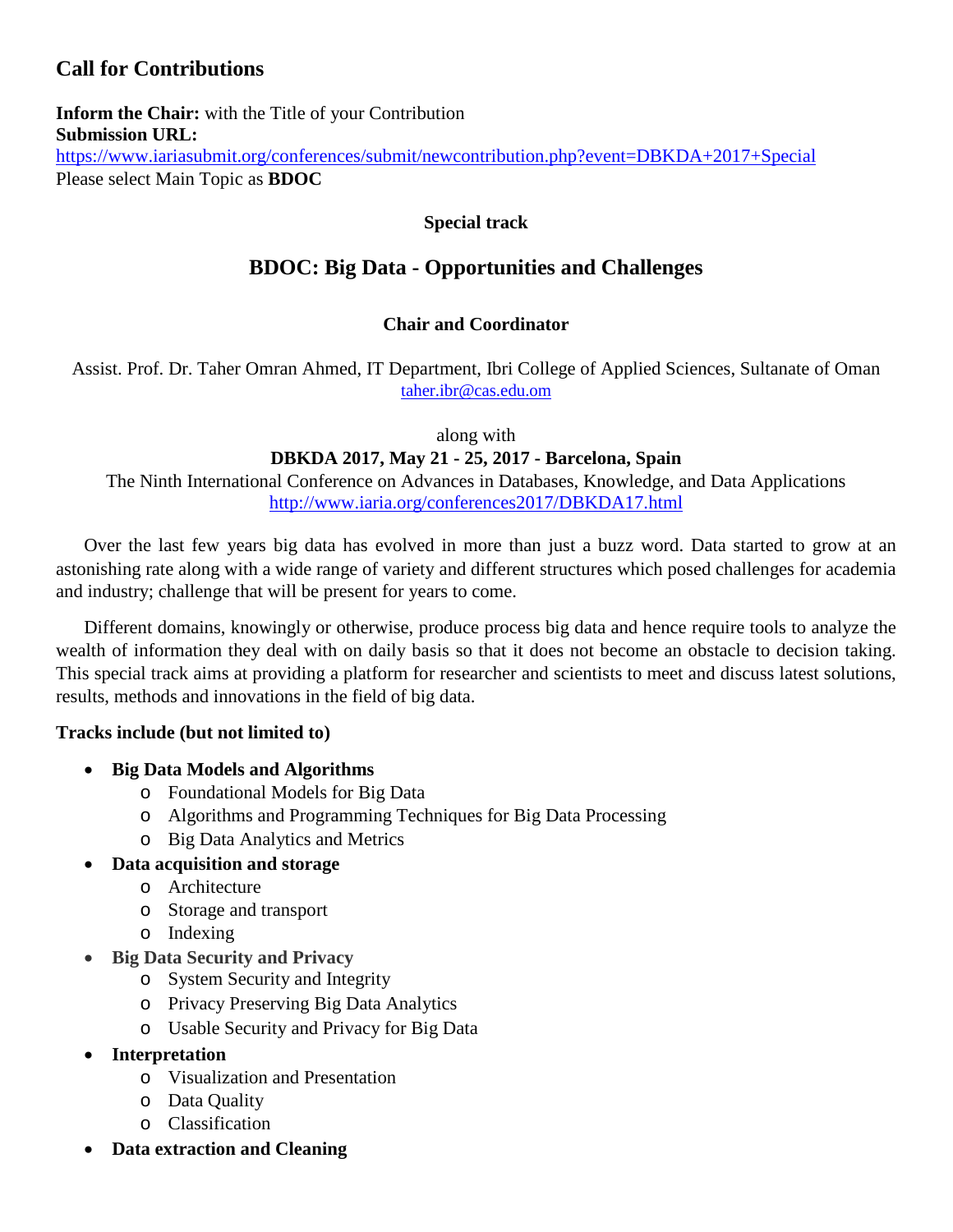## Call for Contributions

**Inform the Chair:** with the Title of your Contribution
**Submission URL:**
https://www.iariasubmit.org/conferences/submit/newcontribution.php?event=DBKDA+2017+Special
Please select Main Topic as **BDOC**

**Special track**

# BDOC: Big Data - Opportunities and Challenges

**Chair and Coordinator**

Assist. Prof. Dr. Taher Omran Ahmed, IT Department, Ibri College of Applied Sciences, Sultanate of Oman
taher.ibr@cas.edu.om

along with

**DBKDA 2017, May 21 - 25, 2017 - Barcelona, Spain**

The Ninth International Conference on Advances in Databases, Knowledge, and Data Applications
http://www.iaria.org/conferences2017/DBKDA17.html

Over the last few years big data has evolved in more than just a buzz word. Data started to grow at an astonishing rate along with a wide range of variety and different structures which posed challenges for academia and industry; challenge that will be present for years to come.

Different domains, knowingly or otherwise, produce process big data and hence require tools to analyze the wealth of information they deal with on daily basis so that it does not become an obstacle to decision taking. This special track aims at providing a platform for researcher and scientists to meet and discuss latest solutions, results, methods and innovations in the field of big data.

**Tracks include (but not limited to)**

- **Big Data Models and Algorithms**
  - Foundational Models for Big Data
  - Algorithms and Programming Techniques for Big Data Processing
  - Big Data Analytics and Metrics
- **Data acquisition and storage**
  - Architecture
  - Storage and transport
  - Indexing
- **Big Data Security and Privacy**
  - System Security and Integrity
  - Privacy Preserving Big Data Analytics
  - Usable Security and Privacy for Big Data
- **Interpretation**
  - Visualization and Presentation
  - Data Quality
  - Classification
- **Data extraction and Cleaning**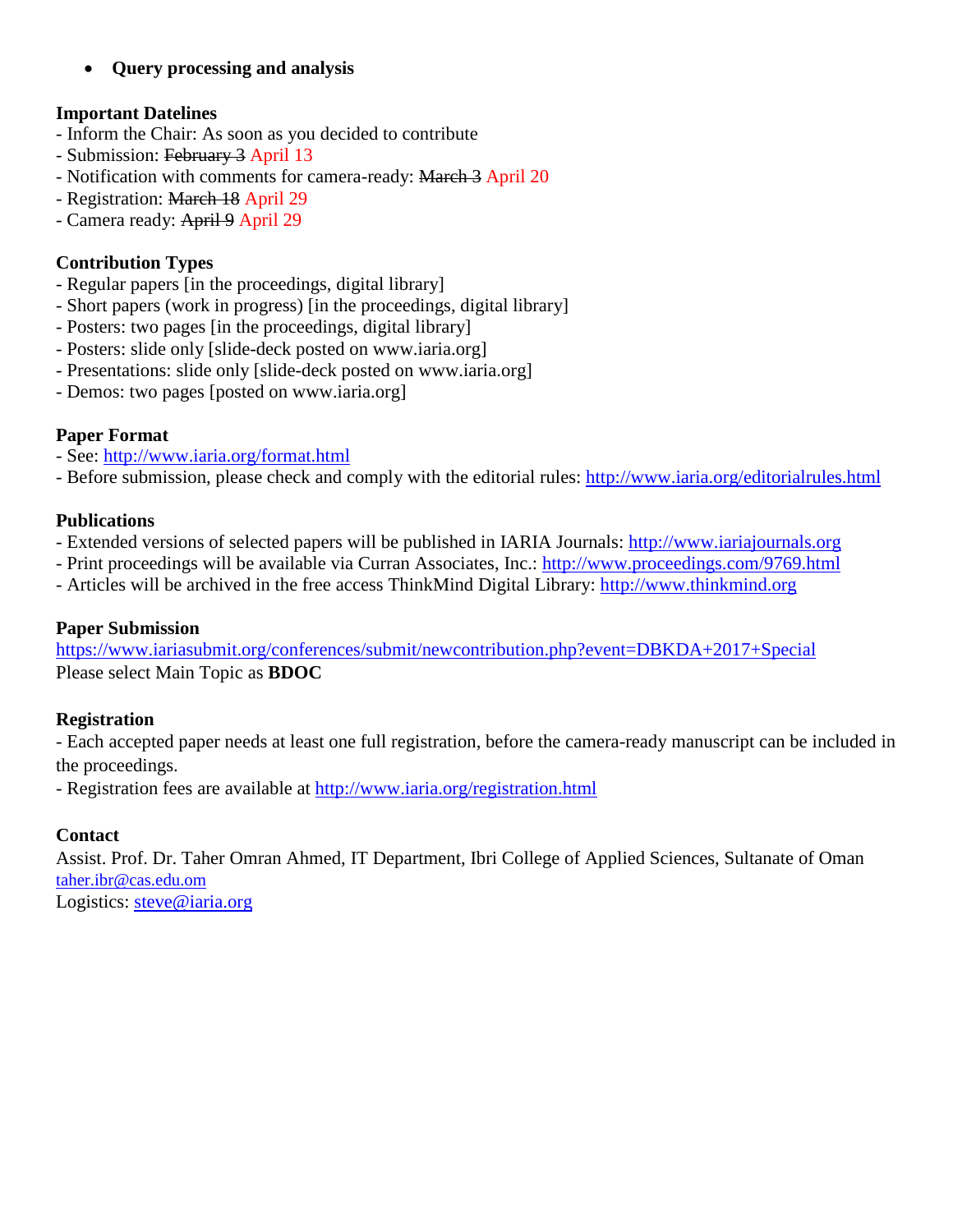- **Query processing and analysis**

**Important Datelines**

- Inform the Chair: As soon as you decided to contribute
- Submission: ~~February 3~~ April 13
- Notification with comments for camera-ready: ~~March 3~~ April 20
- Registration: ~~March 18~~ April 29
- Camera ready: ~~April 9~~ April 29

**Contribution Types**

- Regular papers [in the proceedings, digital library]
- Short papers (work in progress) [in the proceedings, digital library]
- Posters: two pages [in the proceedings, digital library]
- Posters: slide only [slide-deck posted on www.iaria.org]
- Presentations: slide only [slide-deck posted on www.iaria.org]
- Demos: two pages [posted on www.iaria.org]

**Paper Format**

- See: http://www.iaria.org/format.html
- Before submission, please check and comply with the editorial rules: http://www.iaria.org/editorialrules.html

**Publications**

- Extended versions of selected papers will be published in IARIA Journals: http://www.iariajournals.org
- Print proceedings will be available via Curran Associates, Inc.: http://www.proceedings.com/9769.html
- Articles will be archived in the free access ThinkMind Digital Library: http://www.thinkmind.org

**Paper Submission**

https://www.iariasubmit.org/conferences/submit/newcontribution.php?event=DBKDA+2017+Special
Please select Main Topic as **BDOC**

**Registration**

- Each accepted paper needs at least one full registration, before the camera-ready manuscript can be included in the proceedings.
- Registration fees are available at http://www.iaria.org/registration.html

**Contact**

Assist. Prof. Dr. Taher Omran Ahmed, IT Department, Ibri College of Applied Sciences, Sultanate of Oman
taher.ibr@cas.edu.om
Logistics: steve@iaria.org